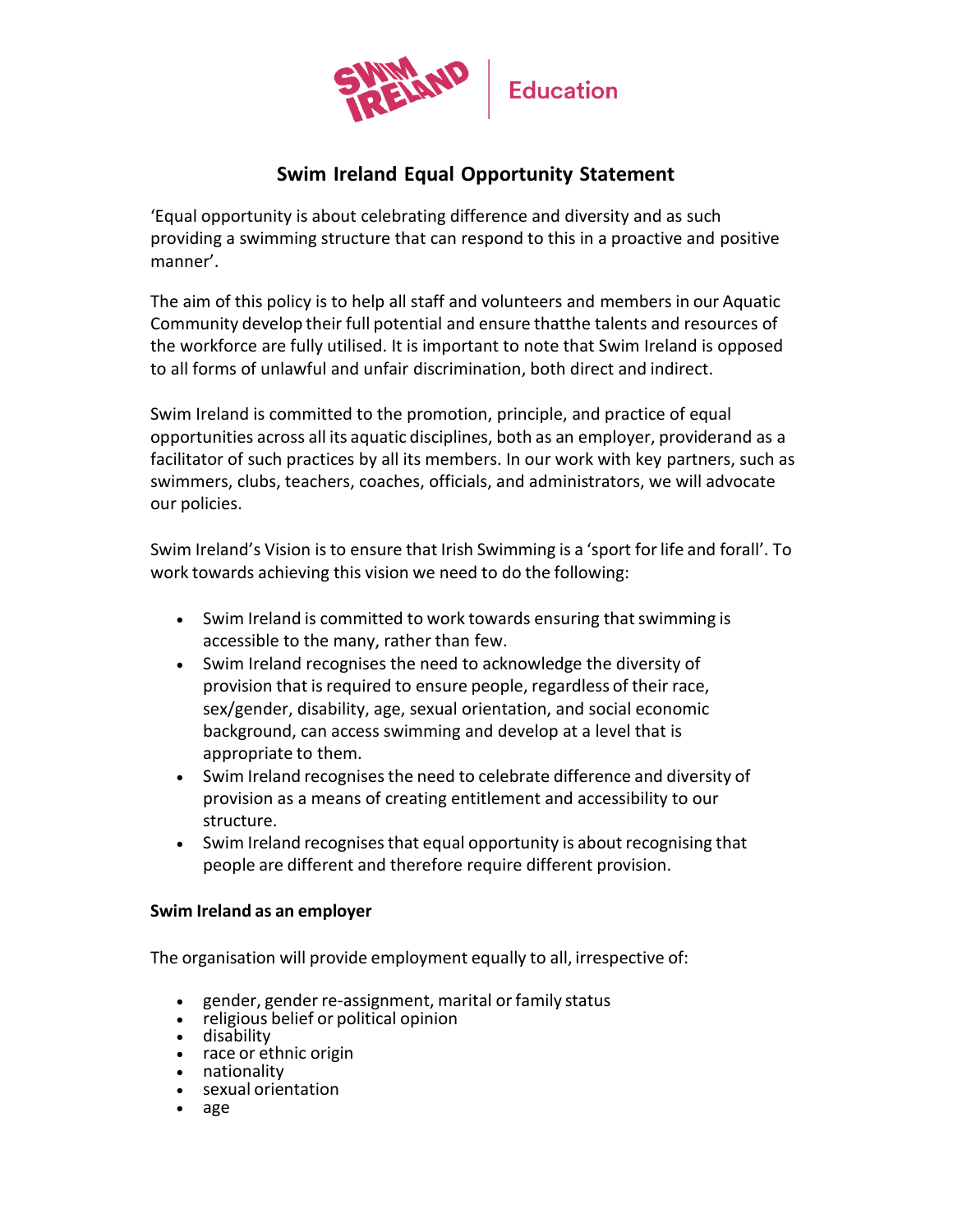# Swim Ireland Equal Opportunity Statement

'Equal opportunity is about celebrating difference and diversity and as such providing a swimming structure that can respond to this in a proactive and positive manner'.

The aim of this policy is to help all staff and volunteers and members in our Aquatic Community develop their full potential and ensure thatthe talents and resources of the workforce are fully utilised. It is important to note that Swim Ireland is opposed to all forms of unlawful and unfair discrimination, both direct and indirect.

Swim Ireland is committed to the promotion, principle, and practice of equal opportunities across all its aquatic disciplines, both as an employer, providerand as a facilitator of such practices by all its members. In our work with key partners, such as swimmers, clubs, teachers, coaches, officials, and administrators, we will advocate our policies.

Swim Ireland's Vision is to ensure that Irish Swimming is a 'sport for life and forall'. To work towards achieving this vision we need to do the following:

- Swim Ireland is committed to work towards ensuring that swimming is accessible to the many, rather than few.
- Swim Ireland recognises the need to acknowledge the diversity of provision that is required to ensure people, regardless of their race, sex/gender, disability, age, sexual orientation, and social economic background, can access swimming and develop at a level that is appropriate to them.
- Swim Ireland recognises the need to celebrate difference and diversity of provision as a means of creating entitlement and accessibility to our structure.
- Swim Ireland recognises that equal opportunity is about recognising that people are different and therefore require different provision.

**Swim Ireland as an employer**

The organisation will provide employment equally to all, irrespective of:

- gender, gender re-assignment, marital or family status
- religious belief or political opinion
- disability
- race or ethnic origin
- nationality
- sexual orientation
- age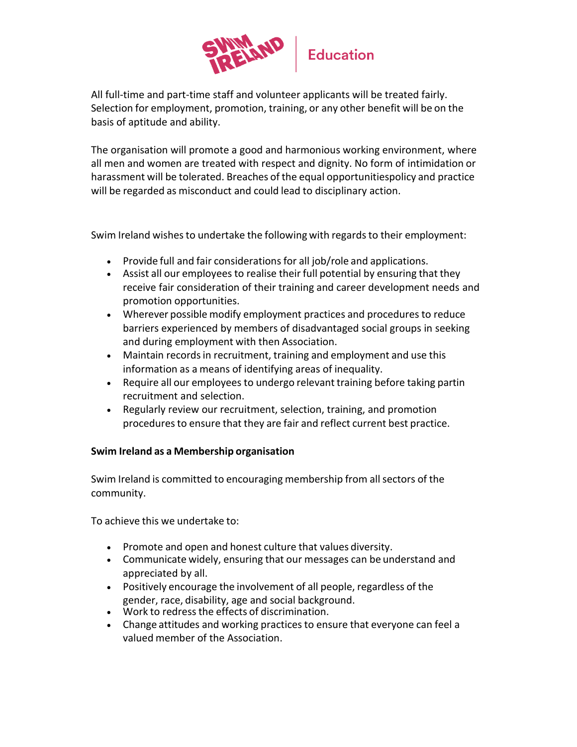All full-time and part-time staff and volunteer applicants will be treated fairly. Selection for employment, promotion, training, or any other benefit will be on the basis of aptitude and ability.

The organisation will promote a good and harmonious working environment, where all men and women are treated with respect and dignity. No form of intimidation or harassment will be tolerated. Breaches of the equal opportunitiespolicy and practice will be regarded as misconduct and could lead to disciplinary action.

Swim Ireland wishes to undertake the following with regards to their employment:

- Provide full and fair considerations for all job/role and applications.
- Assist all our employees to realise their full potential by ensuring that they receive fair consideration of their training and career development needs and promotion opportunities.
- Wherever possible modify employment practices and procedures to reduce barriers experienced by members of disadvantaged social groups in seeking and during employment with then Association.
- Maintain records in recruitment, training and employment and use this information as a means of identifying areas of inequality.
- Require all our employees to undergo relevant training before taking partin recruitment and selection.
- Regularly review our recruitment, selection, training, and promotion procedures to ensure that they are fair and reflect current best practice.

**Swim Ireland as a Membership organisation**

Swim Ireland is committed to encouraging membership from all sectors of the community.

To achieve this we undertake to:

- Promote and open and honest culture that values diversity.
- Communicate widely, ensuring that our messages can be understand and appreciated by all.
- Positively encourage the involvement of all people, regardless of the gender, race, disability, age and social background.
- Work to redress the effects of discrimination.
- Change attitudes and working practices to ensure that everyone can feel a valued member of the Association.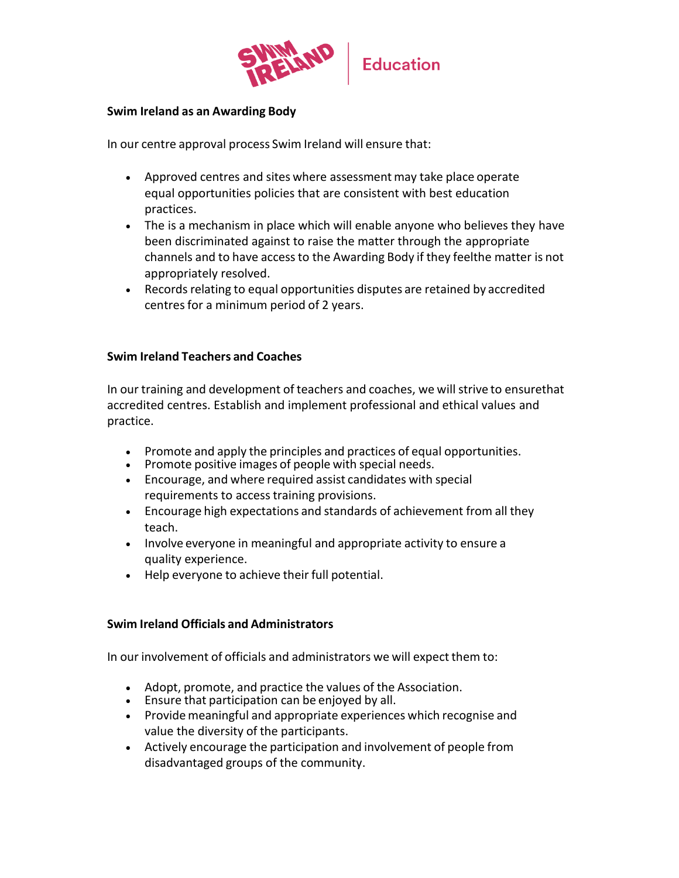**Swim Ireland as an Awarding Body**

In our centre approval process Swim Ireland will ensure that:

- Approved centres and sites where assessment may take place operate equal opportunities policies that are consistent with best education practices.
- The is a mechanism in place which will enable anyone who believes they have been discriminated against to raise the matter through the appropriate channels and to have access to the Awarding Body if they feelthe matter is not appropriately resolved.
- Records relating to equal opportunities disputes are retained by accredited centres for a minimum period of 2 years.

**Swim Ireland Teachers and Coaches**

In our training and development of teachers and coaches, we will strive to ensurethat accredited centres. Establish and implement professional and ethical values and practice.

- Promote and apply the principles and practices of equal opportunities.
- Promote positive images of people with special needs.
- Encourage, and where required assist candidates with special requirements to access training provisions.
- Encourage high expectations and standards of achievement from all they teach.
- Involve everyone in meaningful and appropriate activity to ensure a quality experience.
- Help everyone to achieve their full potential.

**Swim Ireland Officials and Administrators**

In our involvement of officials and administrators we will expect them to:

- Adopt, promote, and practice the values of the Association.
- Ensure that participation can be enjoyed by all.
- Provide meaningful and appropriate experiences which recognise and value the diversity of the participants.
- Actively encourage the participation and involvement of people from disadvantaged groups of the community.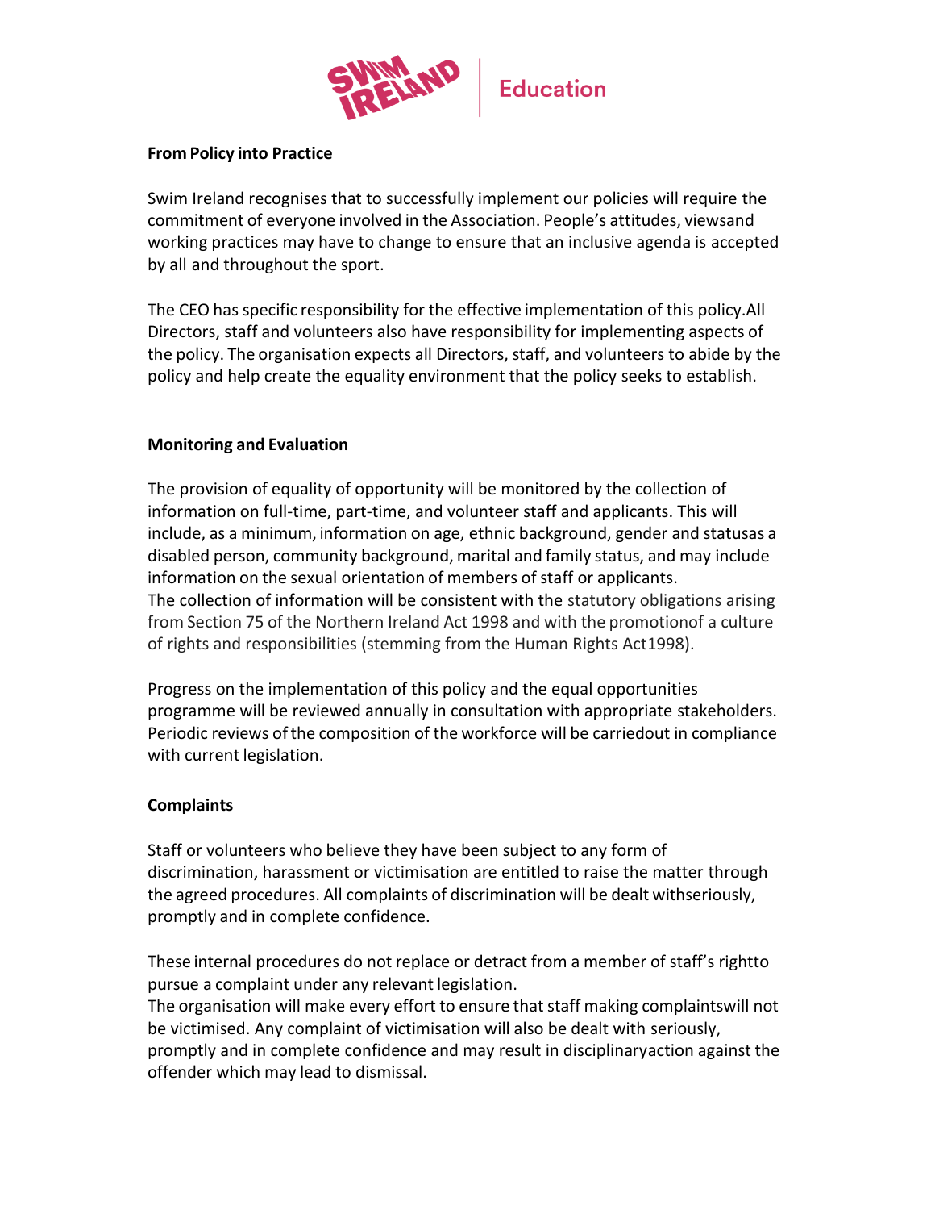**From Policy into Practice**

Swim Ireland recognises that to successfully implement our policies will require the commitment of everyone involved in the Association. People's attitudes, viewsand working practices may have to change to ensure that an inclusive agenda is accepted by all and throughout the sport.

The CEO has specific responsibility for the effective implementation of this policy.All Directors, staff and volunteers also have responsibility for implementing aspects of the policy. The organisation expects all Directors, staff, and volunteers to abide by the policy and help create the equality environment that the policy seeks to establish.

**Monitoring and Evaluation**

The provision of equality of opportunity will be monitored by the collection of information on full-time, part-time, and volunteer staff and applicants. This will include, as a minimum, information on age, ethnic background, gender and statusas a disabled person, community background, marital and family status, and may include information on the sexual orientation of members of staff or applicants.
The collection of information will be consistent with the statutory obligations arising from Section 75 of the Northern Ireland Act 1998 and with the promotionof a culture of rights and responsibilities (stemming from the Human Rights Act1998).

Progress on the implementation of this policy and the equal opportunities programme will be reviewed annually in consultation with appropriate stakeholders. Periodic reviews of the composition of the workforce will be carriedout in compliance with current legislation.

**Complaints**

Staff or volunteers who believe they have been subject to any form of discrimination, harassment or victimisation are entitled to raise the matter through the agreed procedures. All complaints of discrimination will be dealt withseriously, promptly and in complete confidence.

These internal procedures do not replace or detract from a member of staff's rightto pursue a complaint under any relevant legislation.
The organisation will make every effort to ensure that staff making complaintswill not be victimised. Any complaint of victimisation will also be dealt with seriously, promptly and in complete confidence and may result in disciplinaryaction against the offender which may lead to dismissal.